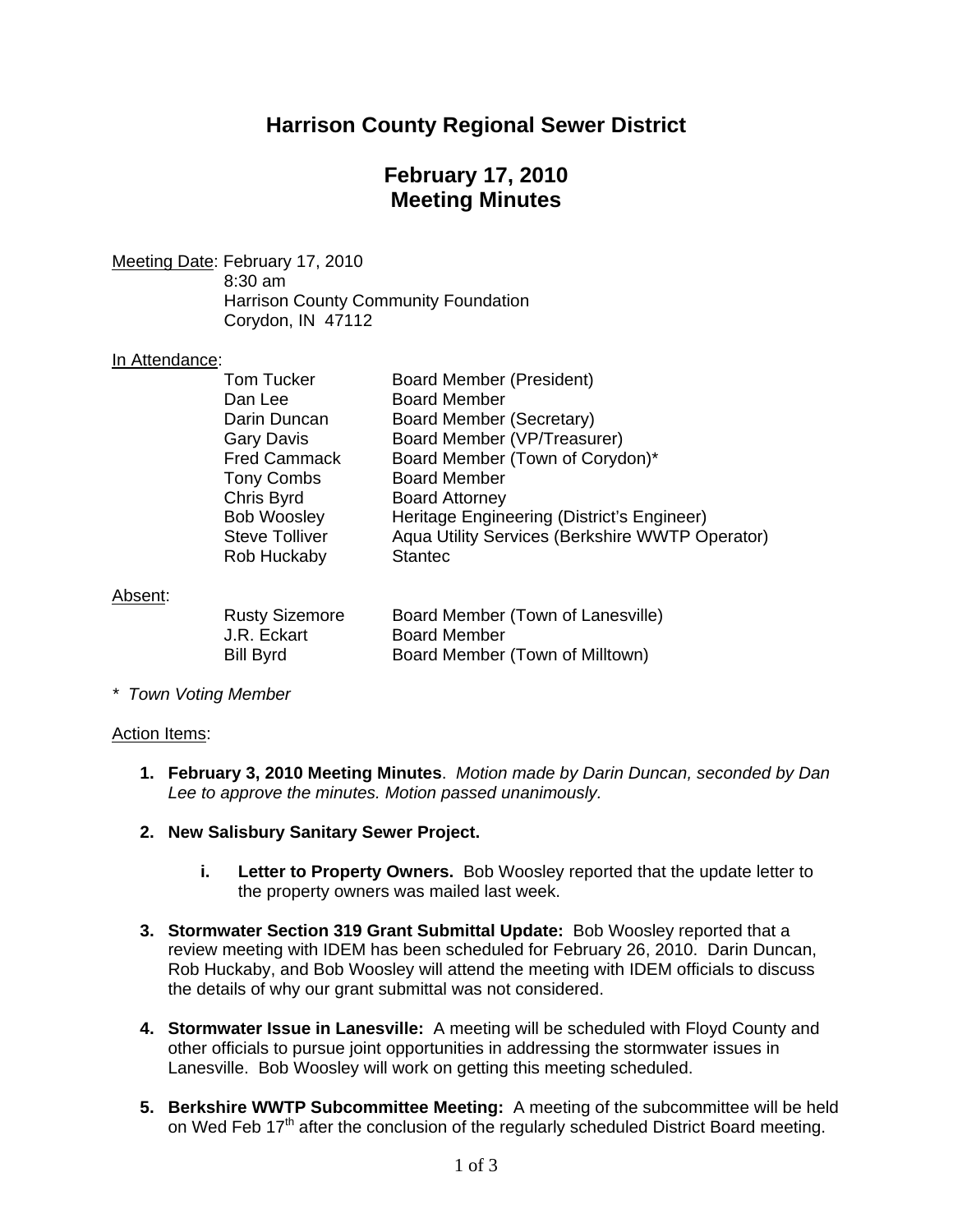# Harrison County Regional Sewer District

## February 17, 2010
## Meeting Minutes

Meeting Date: February 17, 2010
8:30 am
Harrison County Community Foundation
Corydon, IN 47112

In Attendance:

| | |
|---|---|
| Tom Tucker | Board Member (President) |
| Dan Lee | Board Member |
| Darin Duncan | Board Member (Secretary) |
| Gary Davis | Board Member (VP/Treasurer) |
| Fred Cammack | Board Member (Town of Corydon)* |
| Tony Combs | Board Member |
| Chris Byrd | Board Attorney |
| Bob Woosley | Heritage Engineering (District's Engineer) |
| Steve Tolliver | Aqua Utility Services (Berkshire WWTP Operator) |
| Rob Huckaby | Stantec |

Absent:

| | |
|---|---|
| Rusty Sizemore | Board Member (Town of Lanesville) |
| J.R. Eckart | Board Member |
| Bill Byrd | Board Member (Town of Milltown) |

*\* Town Voting Member*

Action Items:

1. **February 3, 2010 Meeting Minutes**. *Motion made by Darin Duncan, seconded by Dan Lee to approve the minutes. Motion passed unanimously.*

2. **New Salisbury Sanitary Sewer Project.**

   i. **Letter to Property Owners.** Bob Woosley reported that the update letter to the property owners was mailed last week.

3. **Stormwater Section 319 Grant Submittal Update:** Bob Woosley reported that a review meeting with IDEM has been scheduled for February 26, 2010. Darin Duncan, Rob Huckaby, and Bob Woosley will attend the meeting with IDEM officials to discuss the details of why our grant submittal was not considered.

4. **Stormwater Issue in Lanesville:** A meeting will be scheduled with Floyd County and other officials to pursue joint opportunities in addressing the stormwater issues in Lanesville. Bob Woosley will work on getting this meeting scheduled.

5. **Berkshire WWTP Subcommittee Meeting:** A meeting of the subcommittee will be held on Wed Feb 17th after the conclusion of the regularly scheduled District Board meeting.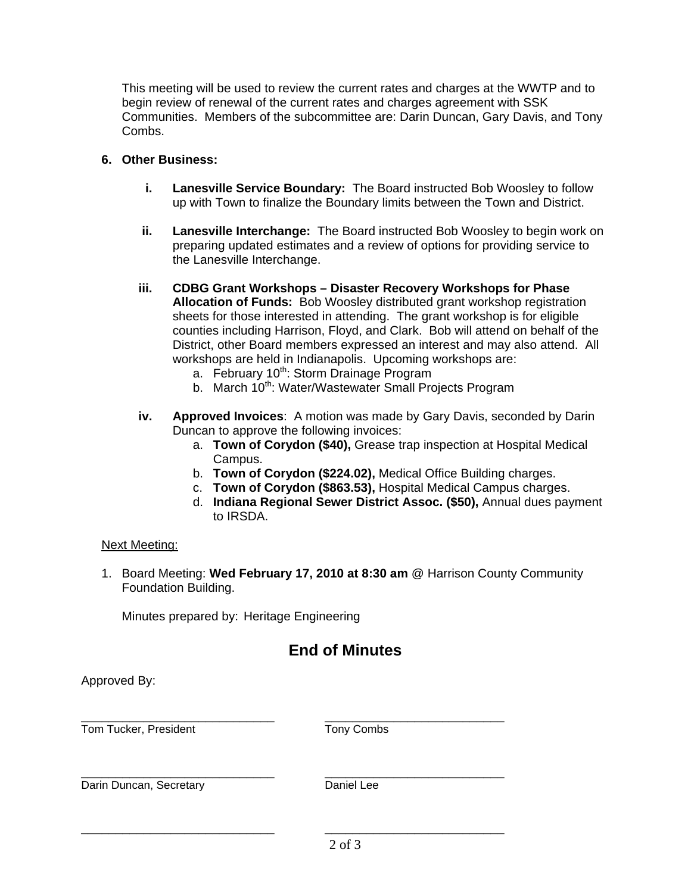This meeting will be used to review the current rates and charges at the WWTP and to begin review of renewal of the current rates and charges agreement with SSK Communities. Members of the subcommittee are: Darin Duncan, Gary Davis, and Tony Combs.

**6. Other Business:**

- **i. Lanesville Service Boundary:** The Board instructed Bob Woosley to follow up with Town to finalize the Boundary limits between the Town and District.

- **ii. Lanesville Interchange:** The Board instructed Bob Woosley to begin work on preparing updated estimates and a review of options for providing service to the Lanesville Interchange.

- **iii. CDBG Grant Workshops – Disaster Recovery Workshops for Phase Allocation of Funds:** Bob Woosley distributed grant workshop registration sheets for those interested in attending. The grant workshop is for eligible counties including Harrison, Floyd, and Clark. Bob will attend on behalf of the District, other Board members expressed an interest and may also attend. All workshops are held in Indianapolis. Upcoming workshops are:
  - a. February 10th: Storm Drainage Program
  - b. March 10th: Water/Wastewater Small Projects Program

- **iv. Approved Invoices**: A motion was made by Gary Davis, seconded by Darin Duncan to approve the following invoices:
  - a. **Town of Corydon ($40),** Grease trap inspection at Hospital Medical Campus.
  - b. **Town of Corydon ($224.02),** Medical Office Building charges.
  - c. **Town of Corydon ($863.53),** Hospital Medical Campus charges.
  - d. **Indiana Regional Sewer District Assoc. ($50),** Annual dues payment to IRSDA.

Next Meeting:

1. Board Meeting: **Wed February 17, 2010 at 8:30 am** @ Harrison County Community Foundation Building.

   Minutes prepared by: Heritage Engineering

## End of Minutes

Approved By:

| | |
|---|---|
| ______________________________ | ______________________________ |
| Tom Tucker, President | Tony Combs |
| ______________________________ | ______________________________ |
| Darin Duncan, Secretary | Daniel Lee |
| ______________________________ | ______________________________ |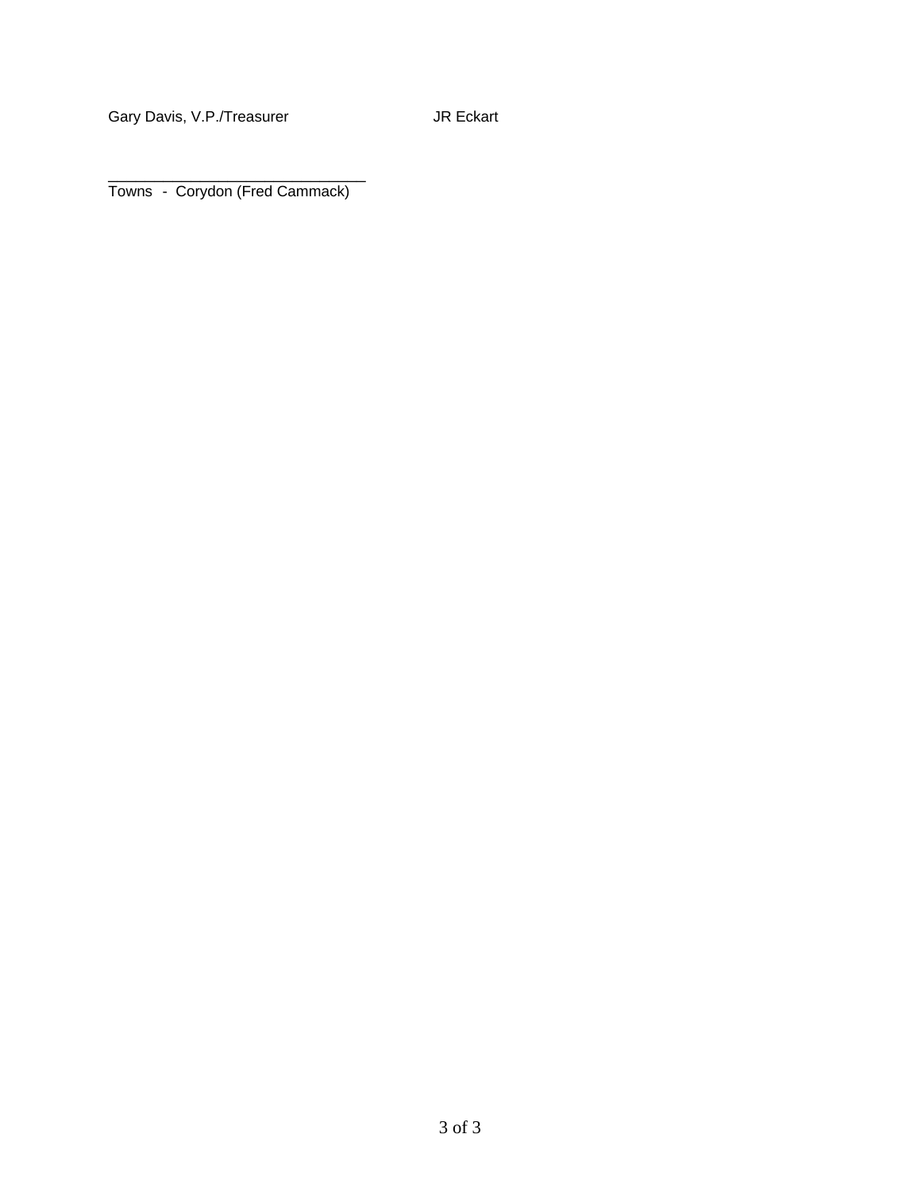Gary Davis, V.P./Treasurer JR Eckart

______________________________
Towns - Corydon (Fred Cammack)